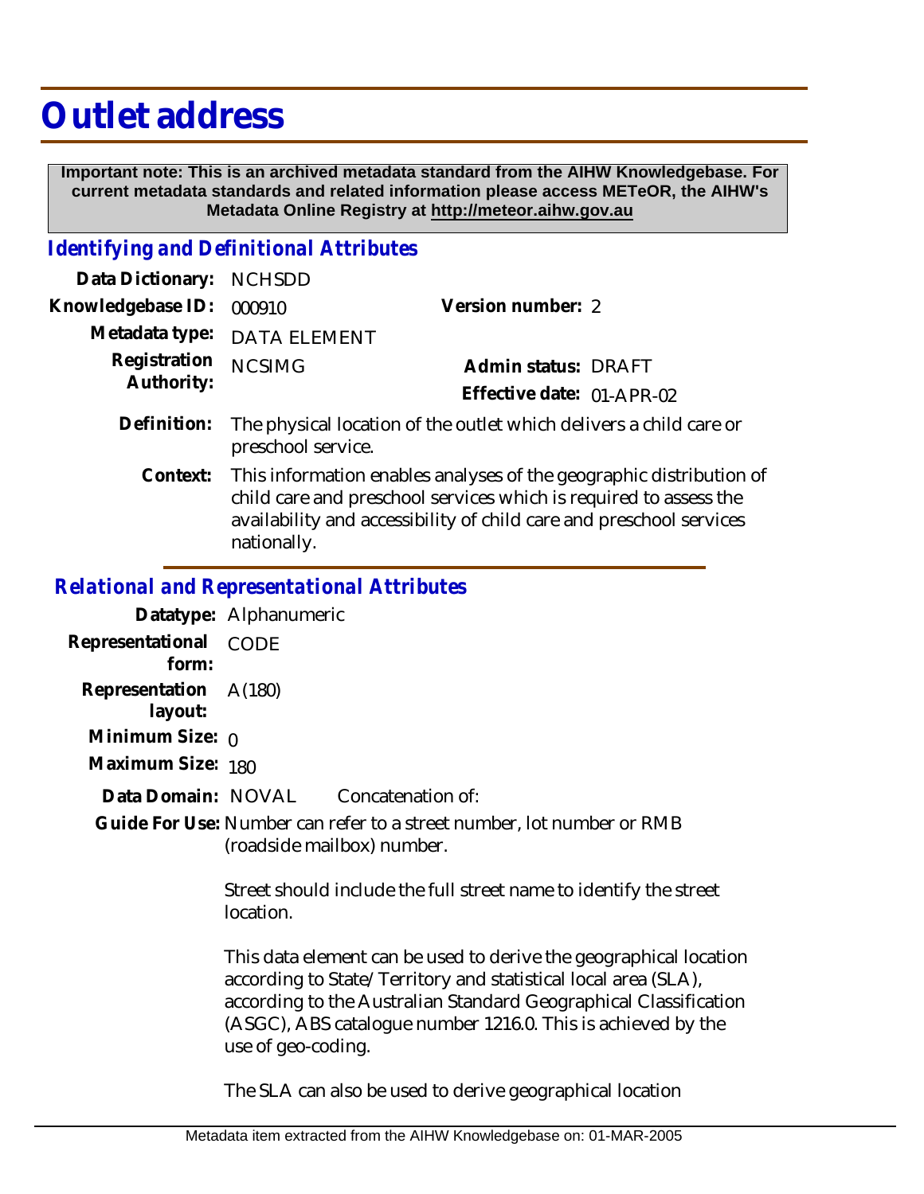# Outlet address

**Important note: This is an archived metadata standard from the AIHW Knowledgebase. For current metadata standards and related information please access METeOR, the AIHW's Metadata Online Registry at http://meteor.aihw.gov.au**

## *Identifying and Definitional Attributes*

**Data Dictionary:** NCHSDD

**Knowledgebase ID:** 000910

**Version number:** 2

**Metadata type:** DATA ELEMENT

**Registration Authority:** NCSIMG

**Admin status:** DRAFT

**Effective date:** 01-APR-02

**Definition:** The physical location of the outlet which delivers a child care or preschool service.

**Context:** This information enables analyses of the geographic distribution of child care and preschool services which is required to assess the availability and accessibility of child care and preschool services nationally.

## *Relational and Representational Attributes*

**Datatype:** Alphanumeric

**Representational form:** CODE

**Representation layout:** A(180)

**Minimum Size:** 0

**Maximum Size:** 180

**Data Domain:** NOVAL Concatenation of:

**Guide For Use:** Number can refer to a street number, lot number or RMB (roadside mailbox) number.

Street should include the full street name to identify the street location.

This data element can be used to derive the geographical location according to State/Territory and statistical local area (SLA), according to the Australian Standard Geographical Classification (ASGC), ABS catalogue number 1216.0. This is achieved by the use of geo-coding.

The SLA can also be used to derive geographical location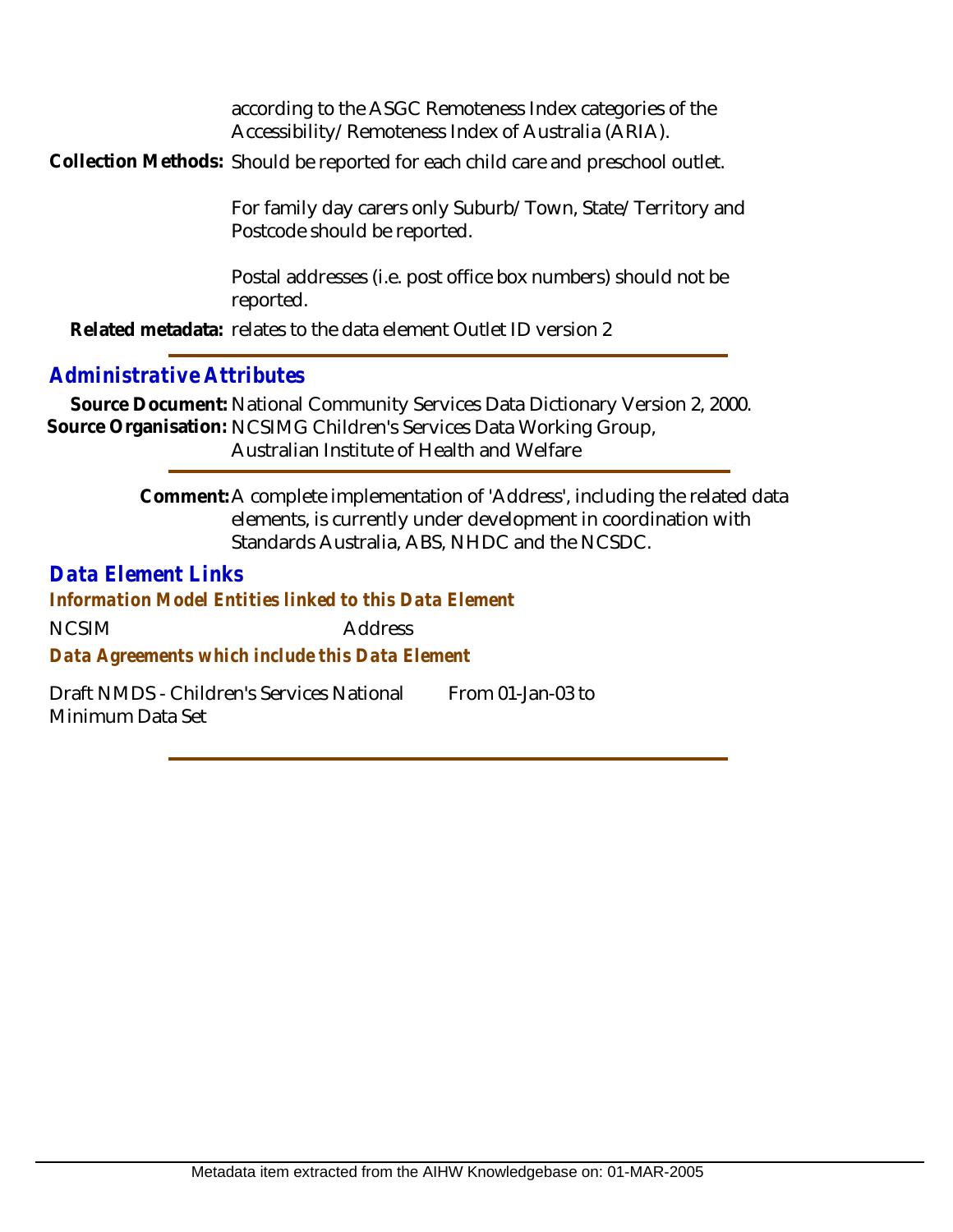according to the ASGC Remoteness Index categories of the Accessibility/Remoteness Index of Australia (ARIA).

**Collection Methods:** Should be reported for each child care and preschool outlet.

For family day carers only Suburb/Town, State/Territory and Postcode should be reported.

Postal addresses (i.e. post office box numbers) should not be reported.

**Related metadata:** relates to the data element Outlet ID version 2

## Administrative Attributes

**Source Document:** National Community Services Data Dictionary Version 2, 2000.

**Source Organisation:** NCSIMG Children's Services Data Working Group, Australian Institute of Health and Welfare

**Comment:** A complete implementation of 'Address', including the related data elements, is currently under development in coordination with Standards Australia, ABS, NHDC and the NCSDC.

## Data Element Links

### Information Model Entities linked to this Data Element

NCSIM Address

### Data Agreements which include this Data Element

Draft NMDS - Children's Services National Minimum Data Set From 01-Jan-03 to

Metadata item extracted from the AIHW Knowledgebase on: 01-MAR-2005